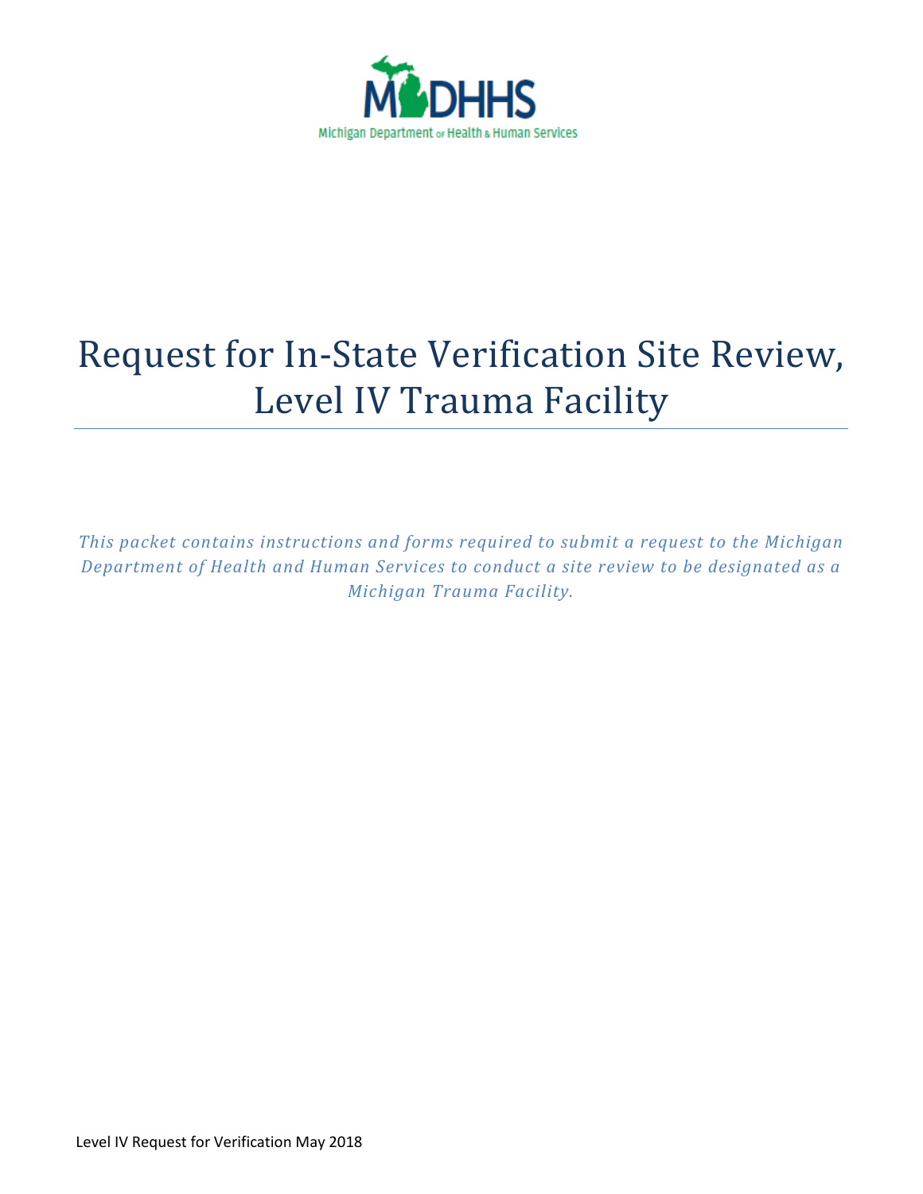# Request for In-State Verification Site Review, Level IV Trauma Facility

*This packet contains instructions and forms required to submit a request to the Michigan Department of Health and Human Services to conduct a site review to be designated as a Michigan Trauma Facility.*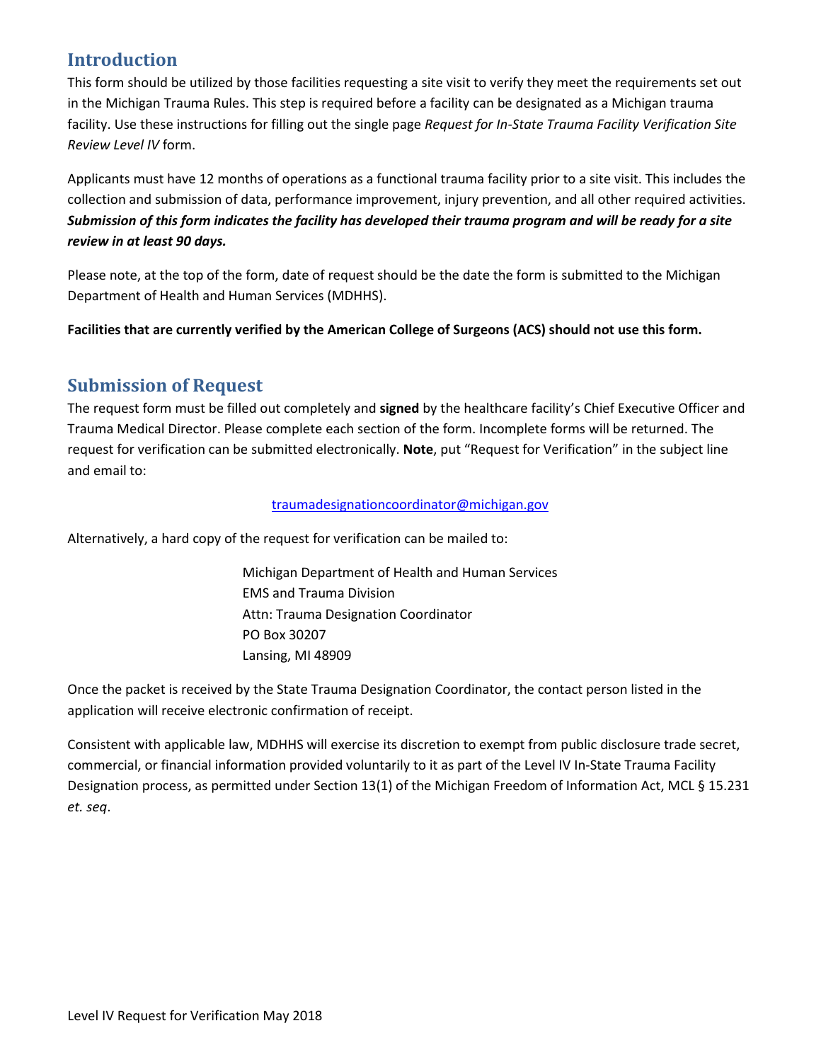## Introduction

This form should be utilized by those facilities requesting a site visit to verify they meet the requirements set out in the Michigan Trauma Rules. This step is required before a facility can be designated as a Michigan trauma facility. Use these instructions for filling out the single page *Request for In-State Trauma Facility Verification Site Review Level IV* form.

Applicants must have 12 months of operations as a functional trauma facility prior to a site visit. This includes the collection and submission of data, performance improvement, injury prevention, and all other required activities. ***Submission of this form indicates the facility has developed their trauma program and will be ready for a site review in at least 90 days.***

Please note, at the top of the form, date of request should be the date the form is submitted to the Michigan Department of Health and Human Services (MDHHS).

**Facilities that are currently verified by the American College of Surgeons (ACS) should not use this form.**

## Submission of Request

The request form must be filled out completely and **signed** by the healthcare facility's Chief Executive Officer and Trauma Medical Director. Please complete each section of the form. Incomplete forms will be returned. The request for verification can be submitted electronically. **Note**, put "Request for Verification" in the subject line and email to:

traumadesignationcoordinator@michigan.gov

Alternatively, a hard copy of the request for verification can be mailed to:

Michigan Department of Health and Human Services
EMS and Trauma Division
Attn: Trauma Designation Coordinator
PO Box 30207
Lansing, MI 48909

Once the packet is received by the State Trauma Designation Coordinator, the contact person listed in the application will receive electronic confirmation of receipt.

Consistent with applicable law, MDHHS will exercise its discretion to exempt from public disclosure trade secret, commercial, or financial information provided voluntarily to it as part of the Level IV In-State Trauma Facility Designation process, as permitted under Section 13(1) of the Michigan Freedom of Information Act, MCL § 15.231 *et. seq*.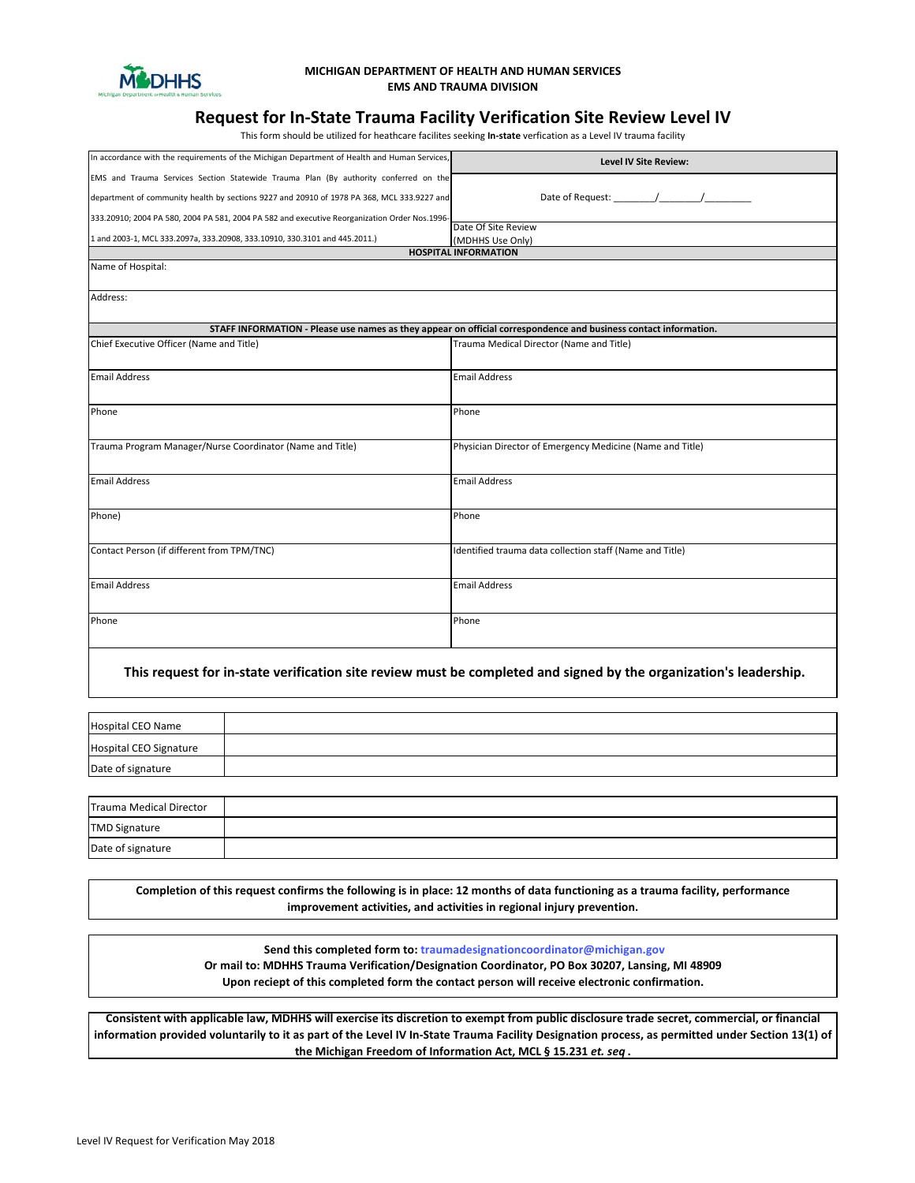**MICHIGAN DEPARTMENT OF HEALTH AND HUMAN SERVICES**
**EMS AND TRAUMA DIVISION**

# Request for In-State Trauma Facility Verification Site Review Level IV

This form should be utilized for heathcare facilites seeking **In-state** verfication as a Level IV trauma facility

| | |
|---|---|
| In accordance with the requirements of the Michigan Department of Health and Human Services, EMS and Trauma Services Section Statewide Trauma Plan (By authority conferred on the department of community health by sections 9227 and 20910 of 1978 PA 368, MCL 333.9227 and 333.20910; 2004 PA 580, 2004 PA 581, 2004 PA 582 and executive Reorganization Order Nos.1996-1 and 2003-1, MCL 333.2097a, 333.20908, 333.10910, 330.3101 and 445.2011.) | **Level IV Site Review:**<br>Date of Request: ________/________/_________<br>Date Of Site Review (MDHHS Use Only) |

**HOSPITAL INFORMATION**

| | |
|---|---|
| Name of Hospital: | |
| Address: | |

**STAFF INFORMATION - Please use names as they appear on official correspondence and business contact information.**

| | |
|---|---|
| Chief Executive Officer (Name and Title) | Trauma Medical Director (Name and Title) |
| Email Address | Email Address |
| Phone | Phone |
| Trauma Program Manager/Nurse Coordinator (Name and Title) | Physician Director of Emergency Medicine (Name and Title) |
| Email Address | Email Address |
| Phone) | Phone |
| Contact Person (if different from TPM/TNC) | Identified trauma data collection staff (Name and Title) |
| Email Address | Email Address |
| Phone | Phone |

**This request for in-state verification site review must be completed and signed by the organization's leadership.**

| | |
|---|---|
| Hospital CEO Name | |
| Hospital CEO Signature | |
| Date of signature | |

| | |
|---|---|
| Trauma Medical Director | |
| TMD Signature | |
| Date of signature | |

**Completion of this request confirms the following is in place: 12 months of data functioning as a trauma facility, performance improvement activities, and activities in regional injury prevention.**

**Send this completed form to: traumadesignationcoordinator@michigan.gov**
**Or mail to: MDHHS Trauma Verification/Designation Coordinator, PO Box 30207, Lansing, MI 48909**
**Upon reciept of this completed form the contact person will receive electronic confirmation.**

**Consistent with applicable law, MDHHS will exercise its discretion to exempt from public disclosure trade secret, commercial, or financial information provided voluntarily to it as part of the Level IV In-State Trauma Facility Designation process, as permitted under Section 13(1) of the Michigan Freedom of Information Act, MCL § 15.231 *et. seq*.**

Level IV Request for Verification May 2018